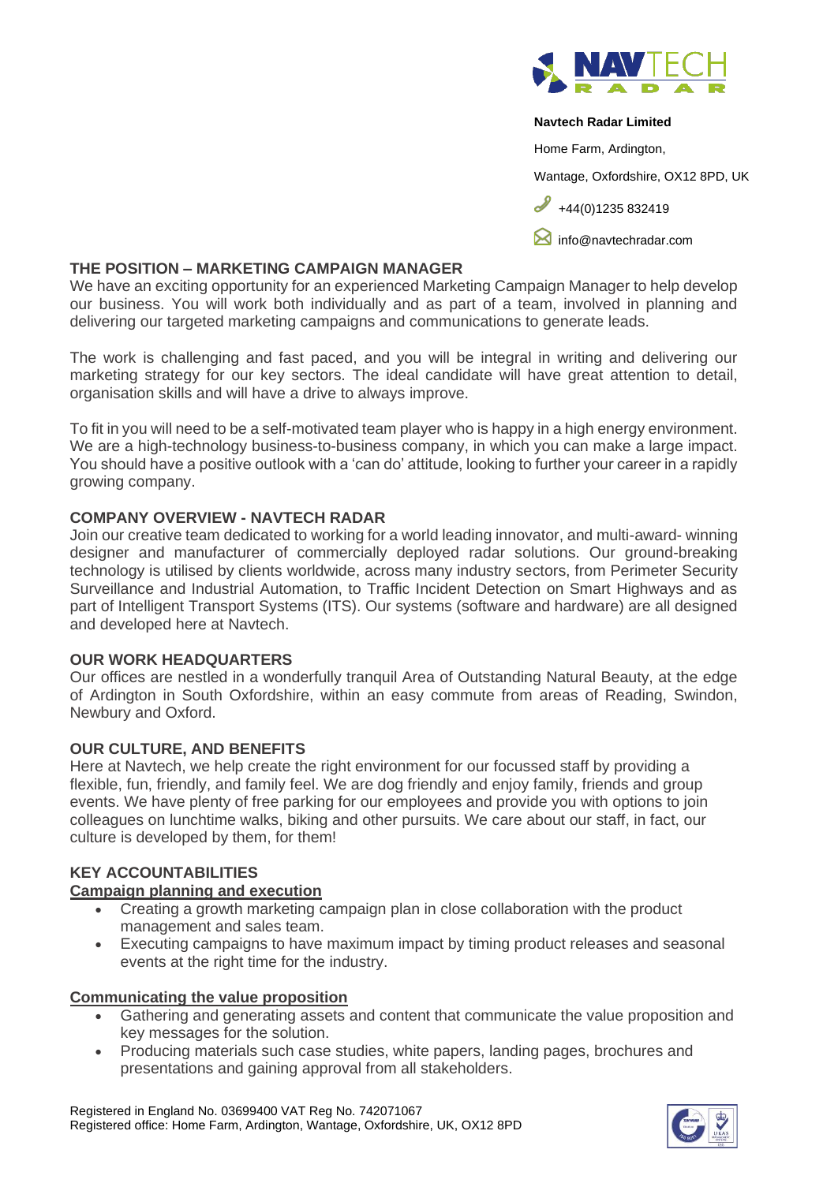**Navtech Radar Limited**

Home Farm, Ardington,

Wantage, Oxfordshire, OX12 8PD, UK

+44(0)1235 832419

info@navtechradar.com

## THE POSITION – MARKETING CAMPAIGN MANAGER

We have an exciting opportunity for an experienced Marketing Campaign Manager to help develop our business. You will work both individually and as part of a team, involved in planning and delivering our targeted marketing campaigns and communications to generate leads.

The work is challenging and fast paced, and you will be integral in writing and delivering our marketing strategy for our key sectors. The ideal candidate will have great attention to detail, organisation skills and will have a drive to always improve.

To fit in you will need to be a self-motivated team player who is happy in a high energy environment. We are a high-technology business-to-business company, in which you can make a large impact. You should have a positive outlook with a 'can do' attitude, looking to further your career in a rapidly growing company.

## COMPANY OVERVIEW - NAVTECH RADAR

Join our creative team dedicated to working for a world leading innovator, and multi-award- winning designer and manufacturer of commercially deployed radar solutions. Our ground-breaking technology is utilised by clients worldwide, across many industry sectors, from Perimeter Security Surveillance and Industrial Automation, to Traffic Incident Detection on Smart Highways and as part of Intelligent Transport Systems (ITS). Our systems (software and hardware) are all designed and developed here at Navtech.

## OUR WORK HEADQUARTERS

Our offices are nestled in a wonderfully tranquil Area of Outstanding Natural Beauty, at the edge of Ardington in South Oxfordshire, within an easy commute from areas of Reading, Swindon, Newbury and Oxford.

## OUR CULTURE, AND BENEFITS

Here at Navtech, we help create the right environment for our focussed staff by providing a flexible, fun, friendly, and family feel. We are dog friendly and enjoy family, friends and group events. We have plenty of free parking for our employees and provide you with options to join colleagues on lunchtime walks, biking and other pursuits. We care about our staff, in fact, our culture is developed by them, for them!

## KEY ACCOUNTABILITIES

### Campaign planning and execution

- Creating a growth marketing campaign plan in close collaboration with the product management and sales team.
- Executing campaigns to have maximum impact by timing product releases and seasonal events at the right time for the industry.

### Communicating the value proposition

- Gathering and generating assets and content that communicate the value proposition and key messages for the solution.
- Producing materials such case studies, white papers, landing pages, brochures and presentations and gaining approval from all stakeholders.

Registered in England No. 03699400 VAT Reg No. 742071067
Registered office: Home Farm, Ardington, Wantage, Oxfordshire, UK, OX12 8PD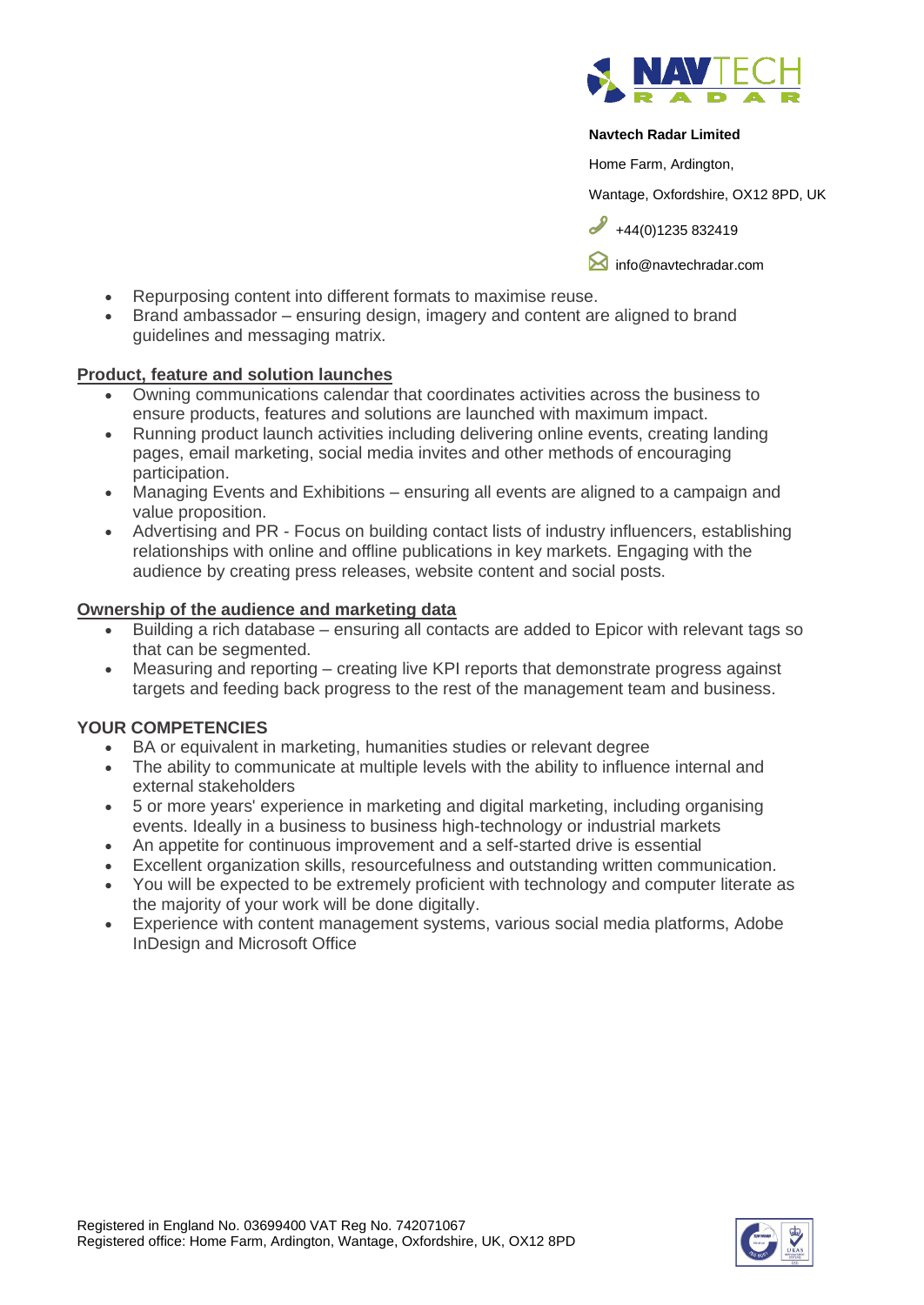**Navtech Radar Limited**

Home Farm, Ardington,

Wantage, Oxfordshire, OX12 8PD, UK

+44(0)1235 832419

info@navtechradar.com

- Repurposing content into different formats to maximise reuse.
- Brand ambassador – ensuring design, imagery and content are aligned to brand guidelines and messaging matrix.

**<u>Product, feature and solution launches</u>**

- Owning communications calendar that coordinates activities across the business to ensure products, features and solutions are launched with maximum impact.
- Running product launch activities including delivering online events, creating landing pages, email marketing, social media invites and other methods of encouraging participation.
- Managing Events and Exhibitions – ensuring all events are aligned to a campaign and value proposition.
- Advertising and PR - Focus on building contact lists of industry influencers, establishing relationships with online and offline publications in key markets. Engaging with the audience by creating press releases, website content and social posts.

**<u>Ownership of the audience and marketing data</u>**

- Building a rich database – ensuring all contacts are added to Epicor with relevant tags so that can be segmented.
- Measuring and reporting – creating live KPI reports that demonstrate progress against targets and feeding back progress to the rest of the management team and business.

**YOUR COMPETENCIES**

- BA or equivalent in marketing, humanities studies or relevant degree
- The ability to communicate at multiple levels with the ability to influence internal and external stakeholders
- 5 or more years' experience in marketing and digital marketing, including organising events. Ideally in a business to business high-technology or industrial markets
- An appetite for continuous improvement and a self-started drive is essential
- Excellent organization skills, resourcefulness and outstanding written communication.
- You will be expected to be extremely proficient with technology and computer literate as the majority of your work will be done digitally.
- Experience with content management systems, various social media platforms, Adobe InDesign and Microsoft Office

Registered in England No. 03699400 VAT Reg No. 742071067
Registered office: Home Farm, Ardington, Wantage, Oxfordshire, UK, OX12 8PD